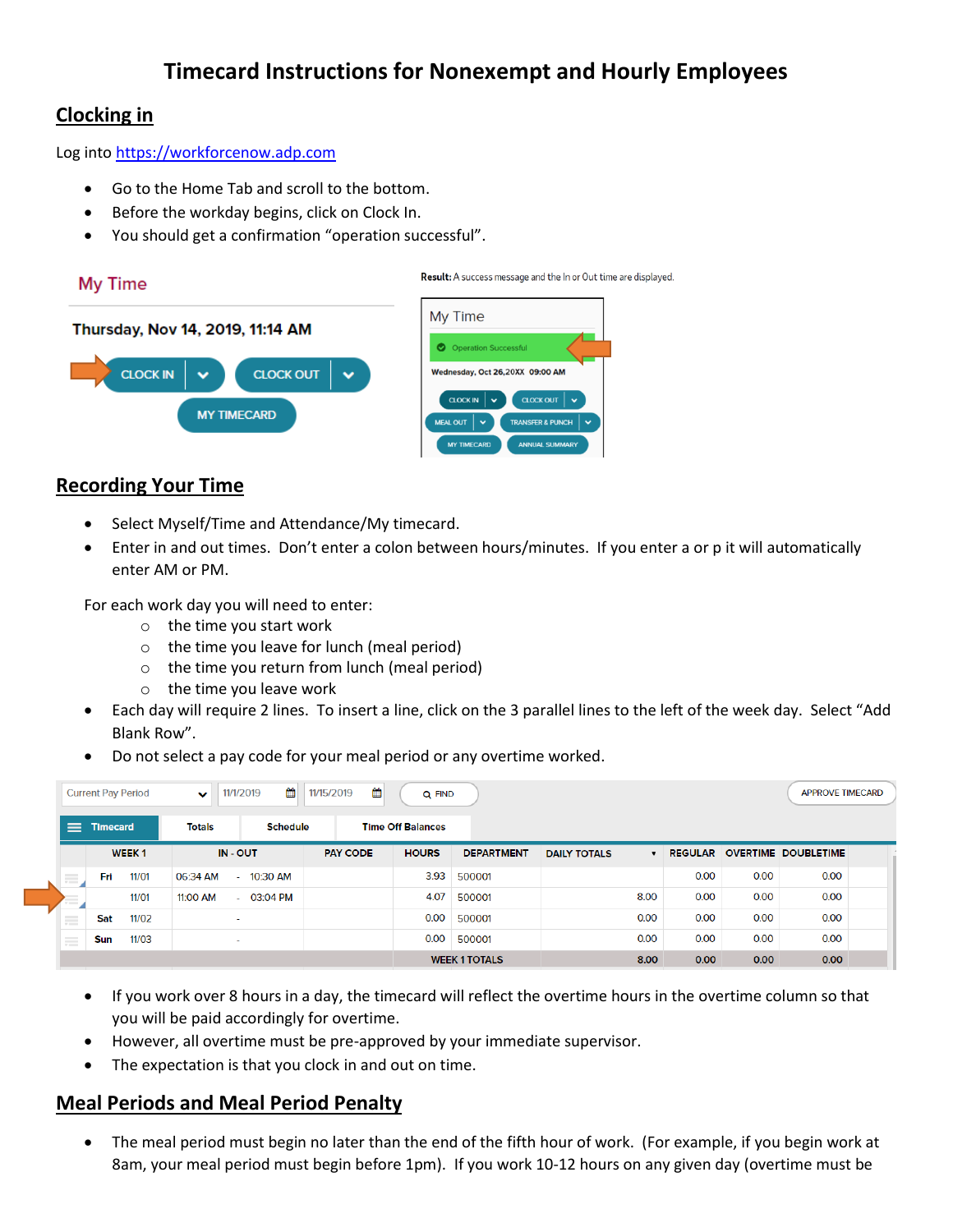# Timecard Instructions for Nonexempt and Hourly Employees

## Clocking in

Log into https://workforcenow.adp.com

- Go to the Home Tab and scroll to the bottom.
- Before the workday begins, click on Clock In.
- You should get a confirmation "operation successful".

My Time

Thursday, Nov 14, 2019, 11:14 AM

CLOCK IN | CLOCK OUT | MY TIMECARD

**Result:** A success message and the In or Out time are displayed.

My Time

Operation Successful

Wednesday, Oct 26,20XX 09:00 AM

CLOCK IN | CLOCK OUT | MEAL OUT | TRANSFER & PUNCH | MY TIMECARD | ANNUAL SUMMARY

## Recording Your Time

- Select Myself/Time and Attendance/My timecard.
- Enter in and out times. Don't enter a colon between hours/minutes. If you enter a or p it will automatically enter AM or PM.

For each work day you will need to enter:

- the time you start work
- the time you leave for lunch (meal period)
- the time you return from lunch (meal period)
- the time you leave work

- Each day will require 2 lines. To insert a line, click on the 3 parallel lines to the left of the week day. Select "Add Blank Row".
- Do not select a pay code for your meal period or any overtime worked.

Current Pay Period | 11/1/2019 | 11/15/2019 | FIND | APPROVE TIMECARD

Timecard | Totals | Schedule | Time Off Balances

| WEEK 1 | | IN - OUT | PAY CODE | HOURS | DEPARTMENT | DAILY TOTALS | REGULAR | OVERTIME | DOUBLETIME |
|---|---|---|---|---|---|---|---|---|---|
| Fri | 11/01 | 06:34 AM - 10:30 AM | | 3.93 | 500001 | | 0.00 | 0.00 | 0.00 |
| | 11/01 | 11:00 AM - 03:04 PM | | 4.07 | 500001 | 8.00 | 0.00 | 0.00 | 0.00 |
| Sat | 11/02 | - | | 0.00 | 500001 | 0.00 | 0.00 | 0.00 | 0.00 |
| Sun | 11/03 | - | | 0.00 | 500001 | 0.00 | 0.00 | 0.00 | 0.00 |
| | | | | WEEK 1 TOTALS | | 8.00 | 0.00 | 0.00 | 0.00 |

- If you work over 8 hours in a day, the timecard will reflect the overtime hours in the overtime column so that you will be paid accordingly for overtime.
- However, all overtime must be pre-approved by your immediate supervisor.
- The expectation is that you clock in and out on time.

## Meal Periods and Meal Period Penalty

- The meal period must begin no later than the end of the fifth hour of work. (For example, if you begin work at 8am, your meal period must begin before 1pm). If you work 10-12 hours on any given day (overtime must be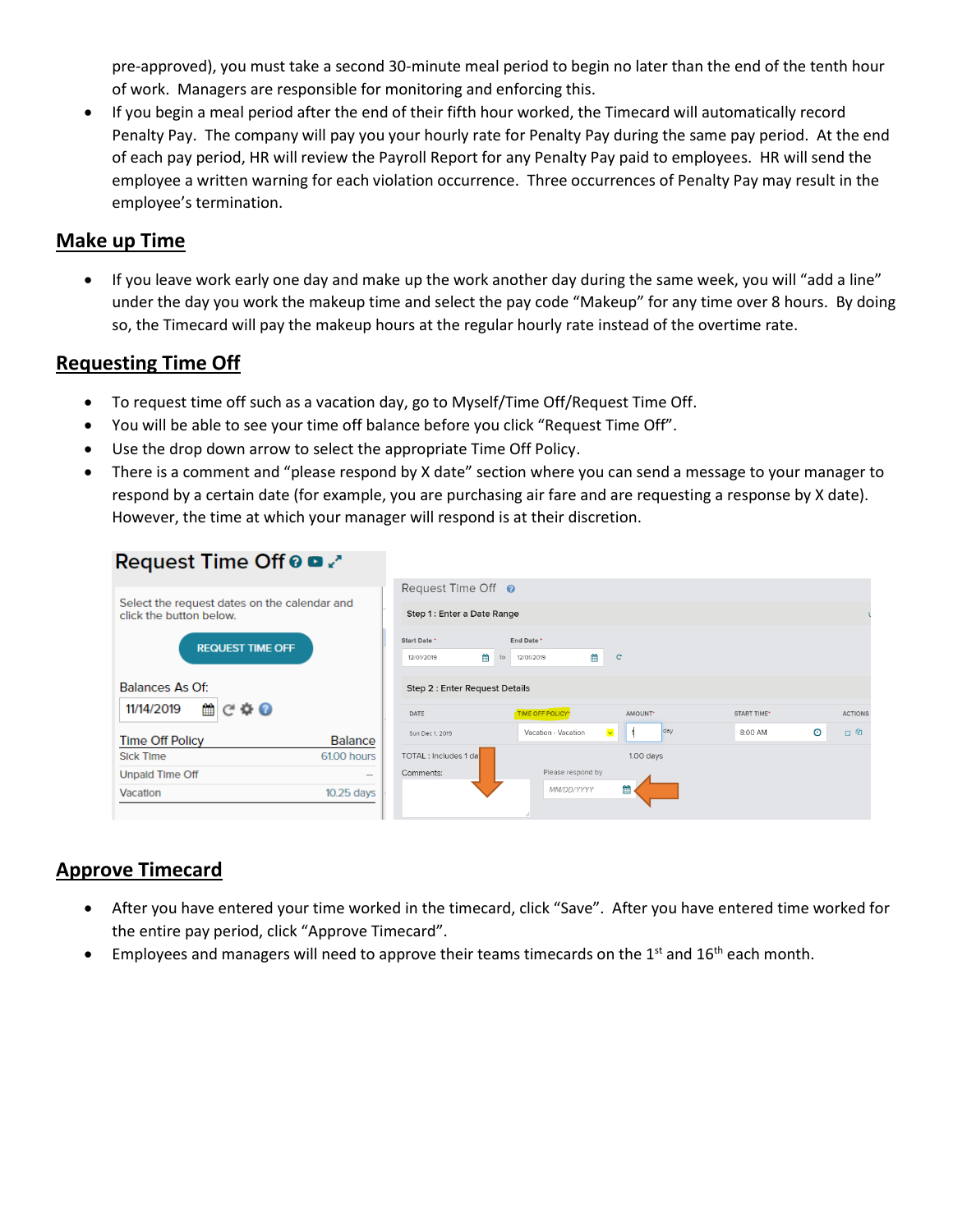pre-approved), you must take a second 30-minute meal period to begin no later than the end of the tenth hour of work. Managers are responsible for monitoring and enforcing this.

- If you begin a meal period after the end of their fifth hour worked, the Timecard will automatically record Penalty Pay. The company will pay you your hourly rate for Penalty Pay during the same pay period. At the end of each pay period, HR will review the Payroll Report for any Penalty Pay paid to employees. HR will send the employee a written warning for each violation occurrence. Three occurrences of Penalty Pay may result in the employee's termination.

## Make up Time

- If you leave work early one day and make up the work another day during the same week, you will "add a line" under the day you work the makeup time and select the pay code "Makeup" for any time over 8 hours. By doing so, the Timecard will pay the makeup hours at the regular hourly rate instead of the overtime rate.

## Requesting Time Off

- To request time off such as a vacation day, go to Myself/Time Off/Request Time Off.
- You will be able to see your time off balance before you click "Request Time Off".
- Use the drop down arrow to select the appropriate Time Off Policy.
- There is a comment and "please respond by X date" section where you can send a message to your manager to respond by a certain date (for example, you are purchasing air fare and are requesting a response by X date). However, the time at which your manager will respond is at their discretion.

## Approve Timecard

- After you have entered your time worked in the timecard, click "Save". After you have entered time worked for the entire pay period, click "Approve Timecard".
- Employees and managers will need to approve their teams timecards on the 1st and 16th each month.